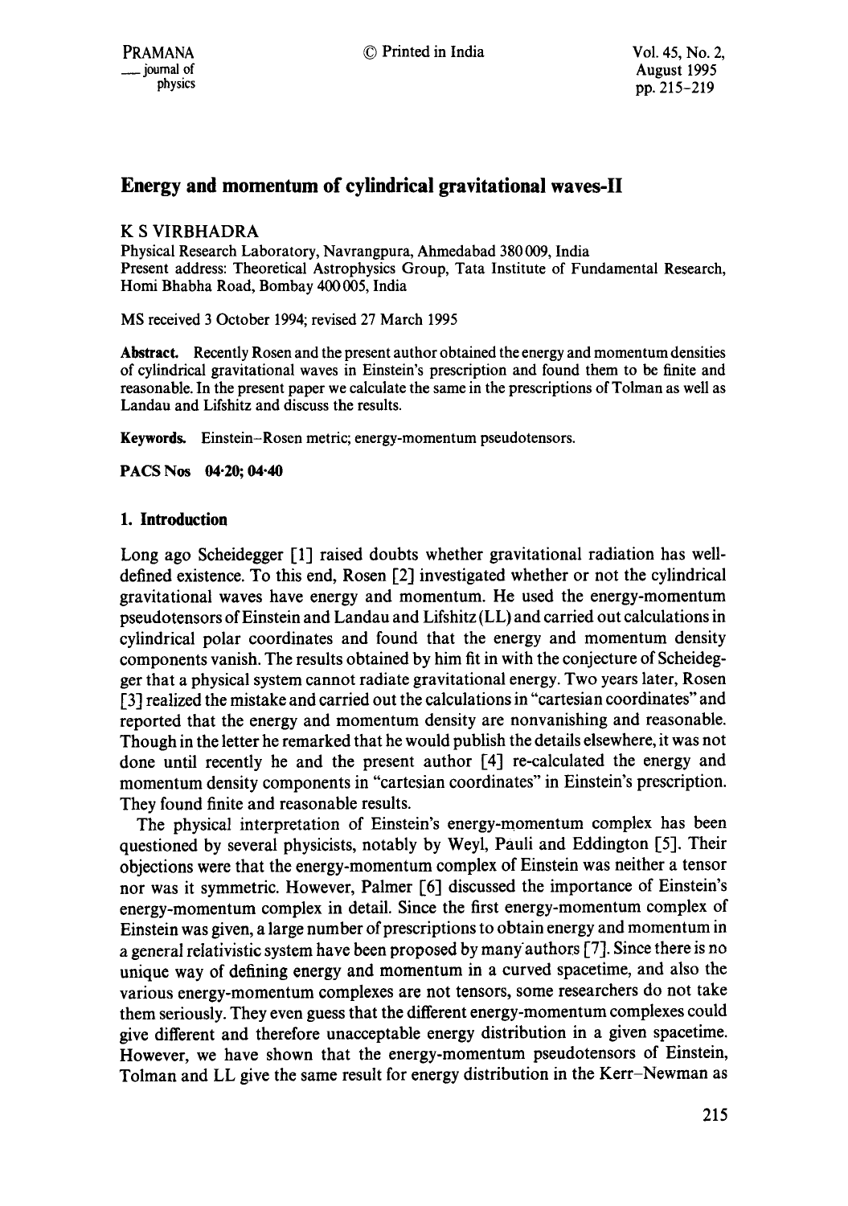# Energy and momentum of cylindrical gravitational waves-II

K S VIRBHADRA

Physical Research Laboratory, Navrangpura, Ahmedabad 380 009, India

Present address: Theoretical Astrophysics Group, Tata Institute of Fundamental Research, Homi Bhabha Road, Bombay 400 005, India

MS received 3 October 1994; revised 27 March 1995

**Abstract.** Recently Rosen and the present author obtained the energy and momentum densities of cylindrical gravitational waves in Einstein's prescription and found them to be finite and reasonable. In the present paper we calculate the same in the prescriptions of Tolman as well as Landau and Lifshitz and discuss the results.

**Keywords.** Einstein–Rosen metric; energy-momentum pseudotensors.

**PACS Nos** 04·20; 04·40

## 1. Introduction

Long ago Scheidegger [1] raised doubts whether gravitational radiation has well-defined existence. To this end, Rosen [2] investigated whether or not the cylindrical gravitational waves have energy and momentum. He used the energy-momentum pseudotensors of Einstein and Landau and Lifshitz (LL) and carried out calculations in cylindrical polar coordinates and found that the energy and momentum density components vanish. The results obtained by him fit in with the conjecture of Scheidegger that a physical system cannot radiate gravitational energy. Two years later, Rosen [3] realized the mistake and carried out the calculations in "cartesian coordinates" and reported that the energy and momentum density are nonvanishing and reasonable. Though in the letter he remarked that he would publish the details elsewhere, it was not done until recently he and the present author [4] re-calculated the energy and momentum density components in "cartesian coordinates" in Einstein's prescription. They found finite and reasonable results.

The physical interpretation of Einstein's energy-momentum complex has been questioned by several physicists, notably by Weyl, Pauli and Eddington [5]. Their objections were that the energy-momentum complex of Einstein was neither a tensor nor was it symmetric. However, Palmer [6] discussed the importance of Einstein's energy-momentum complex in detail. Since the first energy-momentum complex of Einstein was given, a large number of prescriptions to obtain energy and momentum in a general relativistic system have been proposed by many authors [7]. Since there is no unique way of defining energy and momentum in a curved spacetime, and also the various energy-momentum complexes are not tensors, some researchers do not take them seriously. They even guess that the different energy-momentum complexes could give different and therefore unacceptable energy distribution in a given spacetime. However, we have shown that the energy-momentum pseudotensors of Einstein, Tolman and LL give the same result for energy distribution in the Kerr–Newman as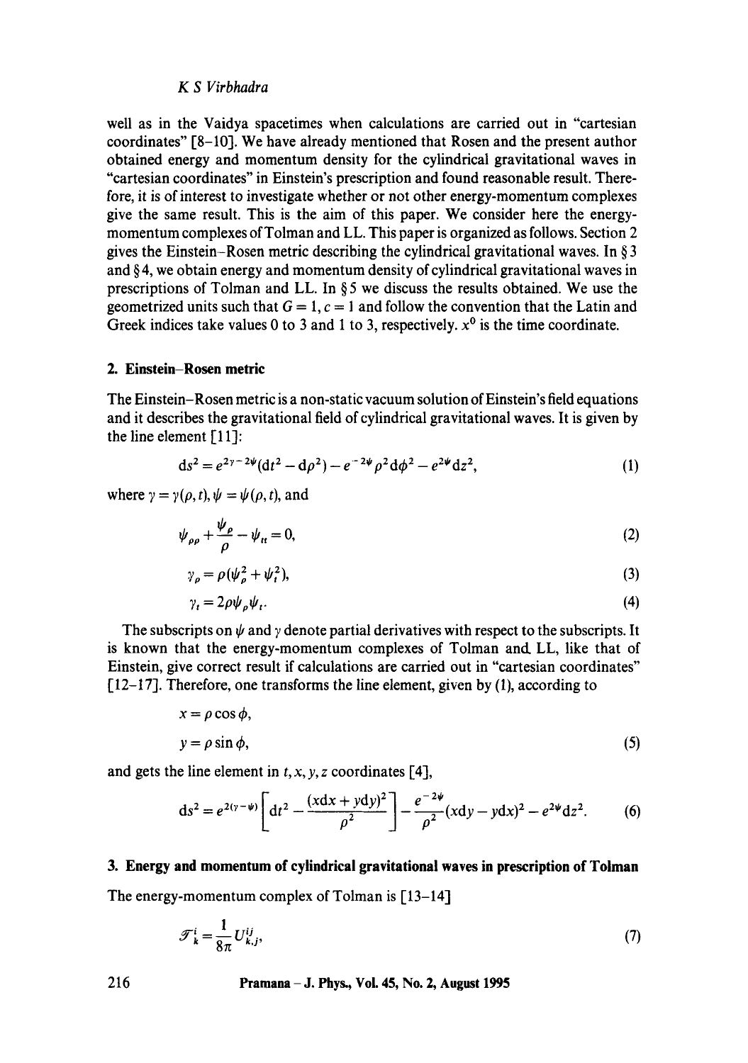well as in the Vaidya spacetimes when calculations are carried out in "cartesian coordinates" [8–10]. We have already mentioned that Rosen and the present author obtained energy and momentum density for the cylindrical gravitational waves in "cartesian coordinates" in Einstein's prescription and found reasonable result. Therefore, it is of interest to investigate whether or not other energy-momentum complexes give the same result. This is the aim of this paper. We consider here the energy-momentum complexes of Tolman and LL. This paper is organized as follows. Section 2 gives the Einstein–Rosen metric describing the cylindrical gravitational waves. In § 3 and § 4, we obtain energy and momentum density of cylindrical gravitational waves in prescriptions of Tolman and LL. In § 5 we discuss the results obtained. We use the geometrized units such that $G = 1$, $c = 1$ and follow the convention that the Latin and Greek indices take values 0 to 3 and 1 to 3, respectively. $x^0$ is the time coordinate.

## 2. Einstein–Rosen metric

The Einstein–Rosen metric is a non-static vacuum solution of Einstein's field equations and it describes the gravitational field of cylindrical gravitational waves. It is given by the line element [11]:

$$\mathrm{d}s^2 = e^{2\gamma - 2\psi}(\mathrm{d}t^2 - \mathrm{d}\rho^2) - e^{-2\psi}\rho^2 \mathrm{d}\phi^2 - e^{2\psi}\mathrm{d}z^2, \tag{1}$$

where $\gamma = \gamma(\rho, t)$, $\psi = \psi(\rho, t)$, and

$$\psi_{\rho\rho} + \frac{\psi_\rho}{\rho} - \psi_{tt} = 0, \tag{2}$$

$$\gamma_\rho = \rho(\psi_\rho^2 + \psi_t^2), \tag{3}$$

$$\gamma_t = 2\rho\psi_\rho\psi_t. \tag{4}$$

The subscripts on $\psi$ and $\gamma$ denote partial derivatives with respect to the subscripts. It is known that the energy-momentum complexes of Tolman and LL, like that of Einstein, give correct result if calculations are carried out in "cartesian coordinates" [12–17]. Therefore, one transforms the line element, given by (1), according to

$$x = \rho\cos\phi,$$
$$y = \rho\sin\phi, \tag{5}$$

and gets the line element in $t, x, y, z$ coordinates [4],

$$\mathrm{d}s^2 = e^{2(\gamma - \psi)}\left[\mathrm{d}t^2 - \frac{(x\mathrm{d}x + y\mathrm{d}y)^2}{\rho^2}\right] - \frac{e^{-2\psi}}{\rho^2}(x\mathrm{d}y - y\mathrm{d}x)^2 - e^{2\psi}\mathrm{d}z^2. \tag{6}$$

## 3. Energy and momentum of cylindrical gravitational waves in prescription of Tolman

The energy-momentum complex of Tolman is [13–14]

$$\mathcal{T}_k^i = \frac{1}{8\pi}U_{k,j}^{ij}, \tag{7}$$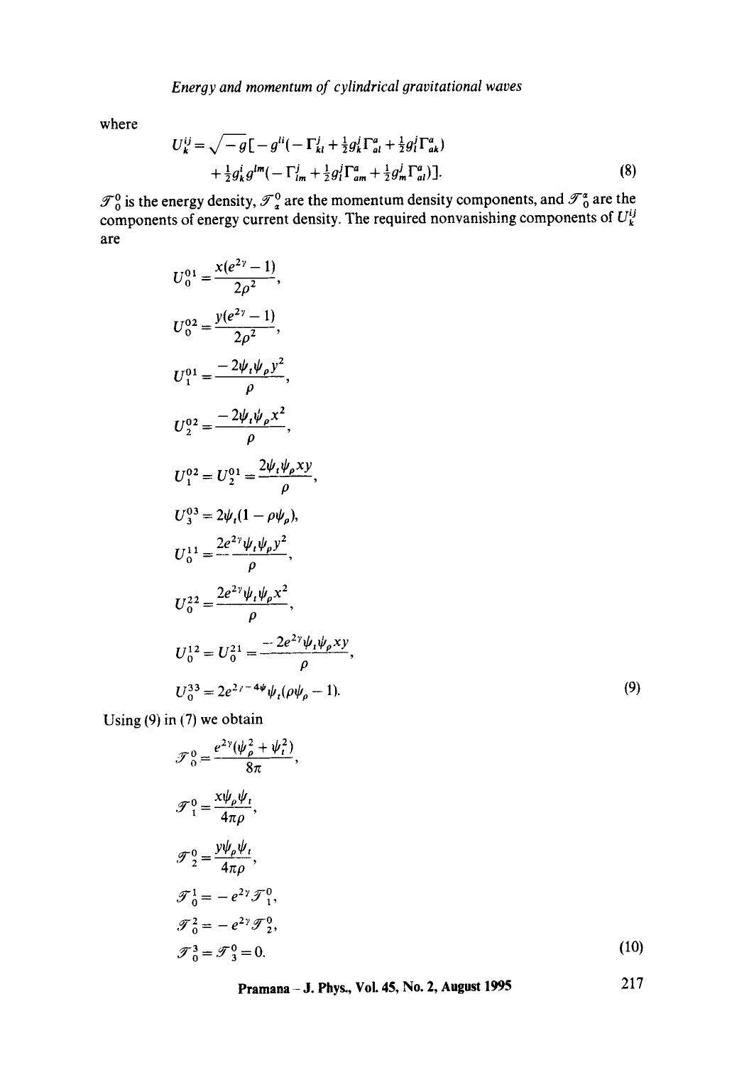where

$$U_k^{ij} = \sqrt{-g}[-g^{li}(-\Gamma^j_{kl} + \tfrac{1}{2}g^j_k\Gamma^a_{al} + \tfrac{1}{2}g^j_l\Gamma^a_{ak}) + \tfrac{1}{2}g^i_k g^{lm}(-\Gamma^j_{lm} + \tfrac{1}{2}g^j_l\Gamma^a_{am} + \tfrac{1}{2}g^j_m\Gamma^a_{al})]. \tag{8}$$

$\mathscr{T}^0_0$ is the energy density, $\mathscr{T}^0_\alpha$ are the momentum density components, and $\mathscr{T}^\alpha_0$ are the components of energy current density. The required nonvanishing components of $U^{ij}_k$ are

$$
\begin{aligned}
U^{01}_0 &= \frac{x(e^{2\gamma}-1)}{2\rho^2},\\
U^{02}_0 &= \frac{y(e^{2\gamma}-1)}{2\rho^2},\\
U^{01}_1 &= \frac{-2\psi_t\psi_\rho y^2}{\rho},\\
U^{02}_2 &= \frac{-2\psi_t\psi_\rho x^2}{\rho},\\
U^{02}_1 &= U^{01}_2 = \frac{2\psi_t\psi_\rho xy}{\rho},\\
U^{03}_3 &= 2\psi_t(1-\rho\psi_\rho),\\
U^{11}_0 &= \frac{2e^{2\gamma}\psi_t\psi_\rho y^2}{\rho},\\
U^{22}_0 &= \frac{2e^{2\gamma}\psi_t\psi_\rho x^2}{\rho},\\
U^{12}_0 &= U^{21}_0 = \frac{-2e^{2\gamma}\psi_t\psi_\rho xy}{\rho},\\
U^{33}_0 &= 2e^{2\gamma-4\psi}\psi_t(\rho\psi_\rho - 1).
\end{aligned} \tag{9}
$$

Using (9) in (7) we obtain

$$
\begin{aligned}
\mathscr{T}^0_0 &= \frac{e^{2\gamma}(\psi_\rho^2+\psi_t^2)}{8\pi},\\
\mathscr{T}^0_1 &= \frac{x\psi_\rho\psi_t}{4\pi\rho},\\
\mathscr{T}^0_2 &= \frac{y\psi_\rho\psi_t}{4\pi\rho},\\
\mathscr{T}^1_0 &= -e^{2\gamma}\mathscr{T}^0_1,\\
\mathscr{T}^2_0 &= -e^{2\gamma}\mathscr{T}^0_2,\\
\mathscr{T}^3_0 &= \mathscr{T}^0_3 = 0.
\end{aligned} \tag{10}
$$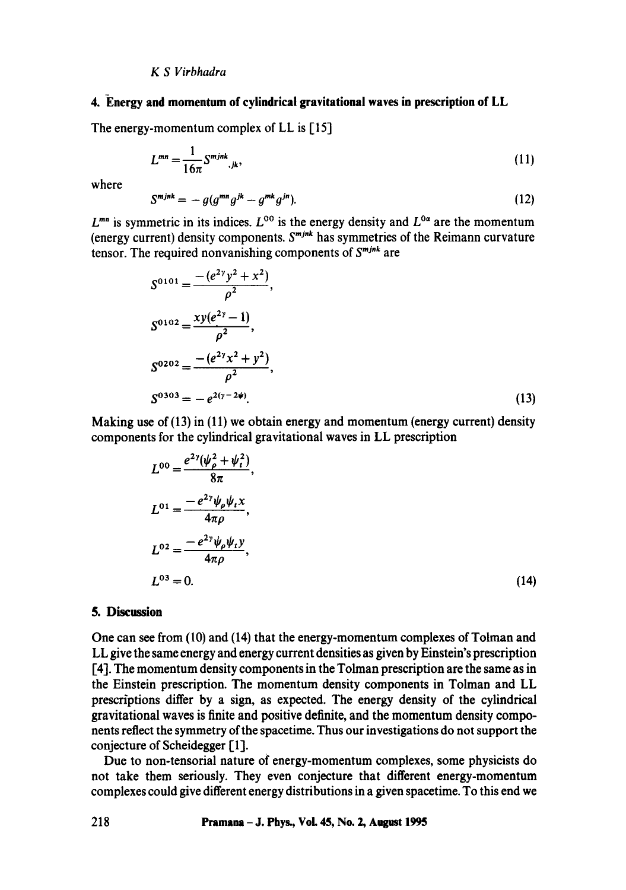## 4. Energy and momentum of cylindrical gravitational waves in prescription of LL

The energy-momentum complex of LL is [15]

$$L^{mn} = \frac{1}{16\pi} S^{mjnk}{}_{,jk}, \tag{11}$$

where

$$S^{mjnk} = -g(g^{mn}g^{jk} - g^{mk}g^{jn}). \tag{12}$$

$L^{mn}$ is symmetric in its indices. $L^{00}$ is the energy density and $L^{0\alpha}$ are the momentum (energy current) density components. $S^{mjnk}$ has symmetries of the Reimann curvature tensor. The required nonvanishing components of $S^{mjnk}$ are

$$S^{0101} = \frac{-(e^{2\gamma}y^2 + x^2)}{\rho^2},$$

$$S^{0102} = \frac{xy(e^{2\gamma} - 1)}{\rho^2},$$

$$S^{0202} = \frac{-(e^{2\gamma}x^2 + y^2)}{\rho^2},$$

$$S^{0303} = -e^{2(\gamma - 2\psi)}. \tag{13}$$

Making use of (13) in (11) we obtain energy and momentum (energy current) density components for the cylindrical gravitational waves in LL prescription

$$L^{00} = \frac{e^{2\gamma}(\psi_\rho^2 + \psi_t^2)}{8\pi},$$

$$L^{01} = \frac{-e^{2\gamma}\psi_\rho\psi_t x}{4\pi\rho},$$

$$L^{02} = \frac{-e^{2\gamma}\psi_\rho\psi_t y}{4\pi\rho},$$

$$L^{03} = 0. \tag{14}$$

## 5. Discussion

One can see from (10) and (14) that the energy-momentum complexes of Tolman and LL give the same energy and energy current densities as given by Einstein's prescription [4]. The momentum density components in the Tolman prescription are the same as in the Einstein prescription. The momentum density components in Tolman and LL prescriptions differ by a sign, as expected. The energy density of the cylindrical gravitational waves is finite and positive definite, and the momentum density components reflect the symmetry of the spacetime. Thus our investigations do not support the conjecture of Scheidegger [1].

Due to non-tensorial nature of energy-momentum complexes, some physicists do not take them seriously. They even conjecture that different energy-momentum complexes could give different energy distributions in a given spacetime. To this end we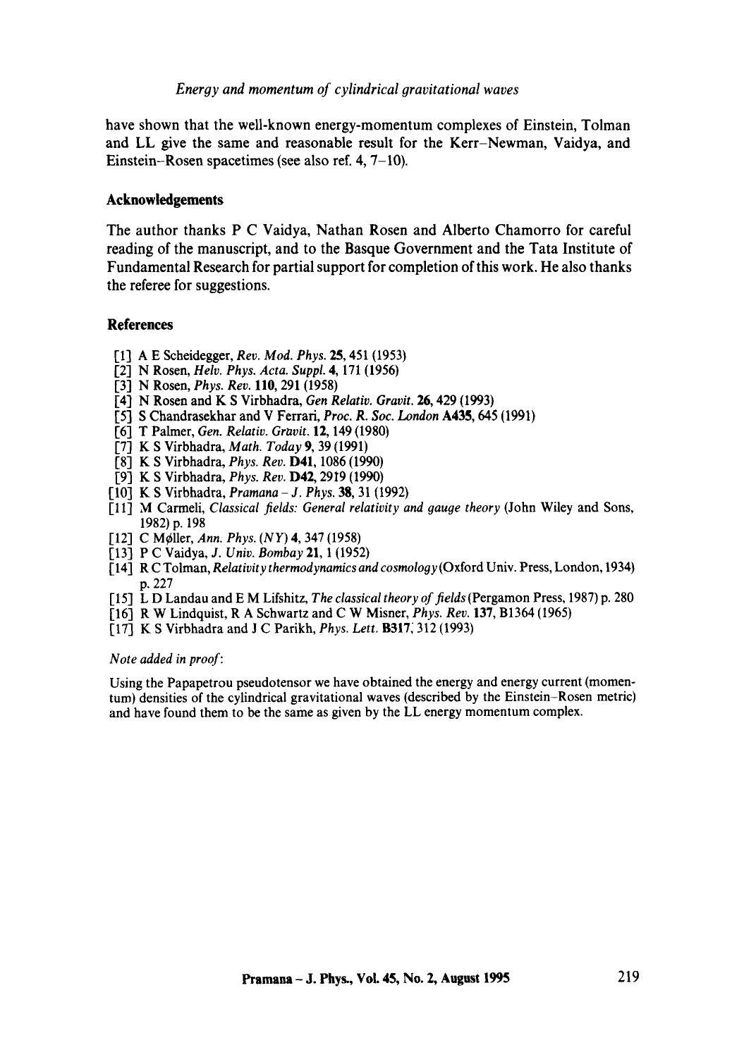have shown that the well-known energy-momentum complexes of Einstein, Tolman and LL give the same and reasonable result for the Kerr–Newman, Vaidya, and Einstein–Rosen spacetimes (see also ref. 4, 7–10).

## Acknowledgements

The author thanks P C Vaidya, Nathan Rosen and Alberto Chamorro for careful reading of the manuscript, and to the Basque Government and the Tata Institute of Fundamental Research for partial support for completion of this work. He also thanks the referee for suggestions.

## References

[1] A E Scheidegger, *Rev. Mod. Phys.* **25**, 451 (1953)
[2] N Rosen, *Helv. Phys. Acta. Suppl.* **4**, 171 (1956)
[3] N Rosen, *Phys. Rev.* **110**, 291 (1958)
[4] N Rosen and K S Virbhadra, *Gen Relativ. Gravit.* **26**, 429 (1993)
[5] S Chandrasekhar and V Ferrari, *Proc. R. Soc. London* **A435**, 645 (1991)
[6] T Palmer, *Gen. Relativ. Gravit.* **12**, 149 (1980)
[7] K S Virbhadra, *Math. Today* **9**, 39 (1991)
[8] K S Virbhadra, *Phys. Rev.* **D41**, 1086 (1990)
[9] K S Virbhadra, *Phys. Rev.* **D42**, 2919 (1990)
[10] K S Virbhadra, *Pramana – J. Phys.* **38**, 31 (1992)
[11] M Carmeli, *Classical fields: General relativity and gauge theory* (John Wiley and Sons, 1982) p. 198
[12] C Møller, *Ann. Phys. (NY)* **4**, 347 (1958)
[13] P C Vaidya, *J. Univ. Bombay* **21**, 1 (1952)
[14] R C Tolman, *Relativity thermodynamics and cosmology* (Oxford Univ. Press, London, 1934) p. 227
[15] L D Landau and E M Lifshitz, *The classical theory of fields* (Pergamon Press, 1987) p. 280
[16] R W Lindquist, R A Schwartz and C W Misner, *Phys. Rev.* **137**, B1364 (1965)
[17] K S Virbhadra and J C Parikh, *Phys. Lett.* **B317**, 312 (1993)

*Note added in proof*:

Using the Papapetrou pseudotensor we have obtained the energy and energy current (momentum) densities of the cylindrical gravitational waves (described by the Einstein–Rosen metric) and have found them to be the same as given by the LL energy momentum complex.